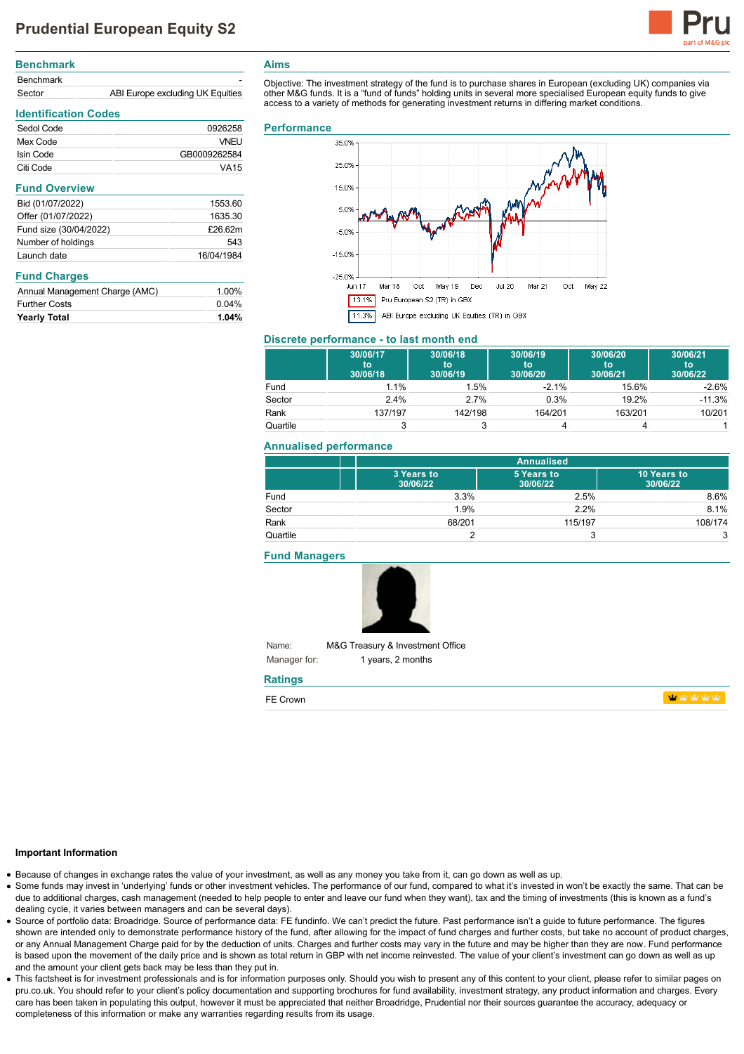# Prudential European Equity S2

## Benchmark

| | |
|---|---|
| Benchmark | - |
| Sector | ABI Europe excluding UK Equities |

## Identification Codes

| | |
|---|---|
| Sedol Code | 0926258 |
| Mex Code | VNEU |
| Isin Code | GB0009262584 |
| Citi Code | VA15 |

## Fund Overview

| | |
|---|---|
| Bid (01/07/2022) | 1553.60 |
| Offer (01/07/2022) | 1635.30 |
| Fund size (30/04/2022) | £26.62m |
| Number of holdings | 543 |
| Launch date | 16/04/1984 |

## Fund Charges

| | |
|---|---|
| Annual Management Charge (AMC) | 1.00% |
| Further Costs | 0.04% |
| **Yearly Total** | **1.04%** |

## Aims

Objective: The investment strategy of the fund is to purchase shares in European (excluding UK) companies via other M&G funds. It is a "fund of funds" holding units in several more specialised European equity funds to give access to a variety of methods for generating investment returns in differing market conditions.

## Performance

13.1% Pru European S2 (TR) in GBX

11.3% ABI Europe excluding UK Equities (TR) in GBX

## Discrete performance - to last month end

| | 30/06/17 to 30/06/18 | 30/06/18 to 30/06/19 | 30/06/19 to 30/06/20 | 30/06/20 to 30/06/21 | 30/06/21 to 30/06/22 |
|---|---|---|---|---|---|
| Fund | 1.1% | 1.5% | -2.1% | 15.6% | -2.6% |
| Sector | 2.4% | 2.7% | 0.3% | 19.2% | -11.3% |
| Rank | 137/197 | 142/198 | 164/201 | 163/201 | 10/201 |
| Quartile | 3 | 3 | 4 | 4 | 1 |

## Annualised performance

| | Annualised | | |
|---|---|---|---|
| | 3 Years to 30/06/22 | 5 Years to 30/06/22 | 10 Years to 30/06/22 |
| Fund | 3.3% | 2.5% | 8.6% |
| Sector | 1.9% | 2.2% | 8.1% |
| Rank | 68/201 | 115/197 | 108/174 |
| Quartile | 2 | 3 | 3 |

## Fund Managers

Name: M&G Treasury & Investment Office

Manager for: 1 years, 2 months

## Ratings

FE Crown

### Important Information

- Because of changes in exchange rates the value of your investment, as well as any money you take from it, can go down as well as up.
- Some funds may invest in 'underlying' funds or other investment vehicles. The performance of our fund, compared to what it's invested in won't be exactly the same. That can be due to additional charges, cash management (needed to help people to enter and leave our fund when they want), tax and the timing of investments (this is known as a fund's dealing cycle, it varies between managers and can be several days).
- Source of portfolio data: Broadridge. Source of performance data: FE fundinfo. We can't predict the future. Past performance isn't a guide to future performance. The figures shown are intended only to demonstrate performance history of the fund, after allowing for the impact of fund charges and further costs, but take no account of product charges, or any Annual Management Charge paid for by the deduction of units. Charges and further costs may vary in the future and may be higher than they are now. Fund performance is based upon the movement of the daily price and is shown as total return in GBP with net income reinvested. The value of your client's investment can go down as well as up and the amount your client gets back may be less than they put in.
- This factsheet is for investment professionals and is for information purposes only. Should you wish to present any of this content to your client, please refer to similar pages on pru.co.uk. You should refer to your client's policy documentation and supporting brochures for fund availability, investment strategy, any product information and charges. Every care has been taken in populating this output, however it must be appreciated that neither Broadridge, Prudential nor their sources guarantee the accuracy, adequacy or completeness of this information or make any warranties regarding results from its usage.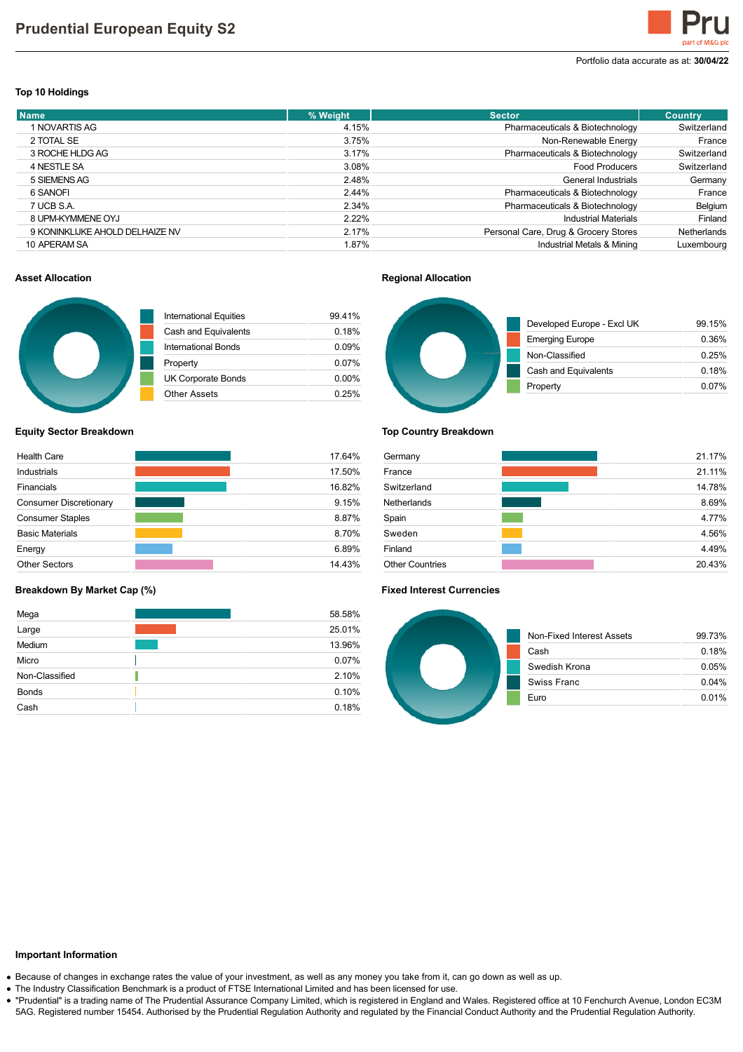# Prudential European Equity S2

Portfolio data accurate as at: **30/04/22**

## Top 10 Holdings

| Name | % Weight | Sector | Country |
|---|---|---|---|
| 1 NOVARTIS AG | 4.15% | Pharmaceuticals & Biotechnology | Switzerland |
| 2 TOTAL SE | 3.75% | Non-Renewable Energy | France |
| 3 ROCHE HLDG AG | 3.17% | Pharmaceuticals & Biotechnology | Switzerland |
| 4 NESTLE SA | 3.08% | Food Producers | Switzerland |
| 5 SIEMENS AG | 2.48% | General Industrials | Germany |
| 6 SANOFI | 2.44% | Pharmaceuticals & Biotechnology | France |
| 7 UCB S.A. | 2.34% | Pharmaceuticals & Biotechnology | Belgium |
| 8 UPM-KYMMENE OYJ | 2.22% | Industrial Materials | Finland |
| 9 KONINKLIJKE AHOLD DELHAIZE NV | 2.17% | Personal Care, Drug & Grocery Stores | Netherlands |
| 10 APERAM SA | 1.87% | Industrial Metals & Mining | Luxembourg |

## Asset Allocation

International Equities 99.41%
Cash and Equivalents 0.18%
International Bonds 0.09%
Property 0.07%
UK Corporate Bonds 0.00%
Other Assets 0.25%

## Regional Allocation

Developed Europe - Excl UK 99.15%
Emerging Europe 0.36%
Non-Classified 0.25%
Cash and Equivalents 0.18%
Property 0.07%

## Equity Sector Breakdown

Health Care 17.64%
Industrials 17.50%
Financials 16.82%
Consumer Discretionary 9.15%
Consumer Staples 8.87%
Basic Materials 8.70%
Energy 6.89%
Other Sectors 14.43%

## Top Country Breakdown

Germany 21.17%
France 21.11%
Switzerland 14.78%
Netherlands 8.69%
Spain 4.77%
Sweden 4.56%
Finland 4.49%
Other Countries 20.43%

## Breakdown By Market Cap (%)

Mega 58.58%
Large 25.01%
Medium 13.96%
Micro 0.07%
Non-Classified 2.10%
Bonds 0.10%
Cash 0.18%

## Fixed Interest Currencies

Non-Fixed Interest Assets 99.73%
Cash 0.18%
Swedish Krona 0.05%
Swiss Franc 0.04%
Euro 0.01%

## Important Information

- Because of changes in exchange rates the value of your investment, as well as any money you take from it, can go down as well as up.
- The Industry Classification Benchmark is a product of FTSE International Limited and has been licensed for use.
- "Prudential" is a trading name of The Prudential Assurance Company Limited, which is registered in England and Wales. Registered office at 10 Fenchurch Avenue, London EC3M 5AG. Registered number 15454. Authorised by the Prudential Regulation Authority and regulated by the Financial Conduct Authority and the Prudential Regulation Authority.